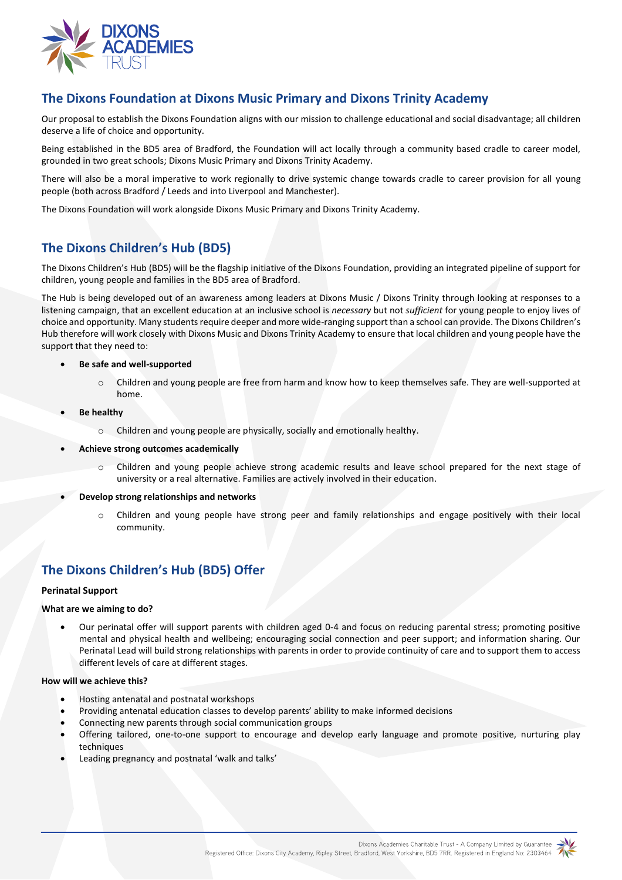## The Dixons Foundation at Dixons Music Primary and Dixons Trinity Academy

Our proposal to establish the Dixons Foundation aligns with our mission to challenge educational and social disadvantage; all children deserve a life of choice and opportunity.

Being established in the BD5 area of Bradford, the Foundation will act locally through a community based cradle to career model, grounded in two great schools; Dixons Music Primary and Dixons Trinity Academy.

There will also be a moral imperative to work regionally to drive systemic change towards cradle to career provision for all young people (both across Bradford / Leeds and into Liverpool and Manchester).

The Dixons Foundation will work alongside Dixons Music Primary and Dixons Trinity Academy.

## The Dixons Children's Hub (BD5)

The Dixons Children's Hub (BD5) will be the flagship initiative of the Dixons Foundation, providing an integrated pipeline of support for children, young people and families in the BD5 area of Bradford.

The Hub is being developed out of an awareness among leaders at Dixons Music / Dixons Trinity through looking at responses to a listening campaign, that an excellent education at an inclusive school is *necessary* but not *sufficient* for young people to enjoy lives of choice and opportunity. Many students require deeper and more wide-ranging support than a school can provide. The Dixons Children's Hub therefore will work closely with Dixons Music and Dixons Trinity Academy to ensure that local children and young people have the support that they need to:

- **Be safe and well-supported**
  - Children and young people are free from harm and know how to keep themselves safe. They are well-supported at home.
- **Be healthy**
  - Children and young people are physically, socially and emotionally healthy.
- **Achieve strong outcomes academically**
  - Children and young people achieve strong academic results and leave school prepared for the next stage of university or a real alternative. Families are actively involved in their education.
- **Develop strong relationships and networks**
  - Children and young people have strong peer and family relationships and engage positively with their local community.

## The Dixons Children's Hub (BD5) Offer

**Perinatal Support**

**What are we aiming to do?**

- Our perinatal offer will support parents with children aged 0-4 and focus on reducing parental stress; promoting positive mental and physical health and wellbeing; encouraging social connection and peer support; and information sharing. Our Perinatal Lead will build strong relationships with parents in order to provide continuity of care and to support them to access different levels of care at different stages.

**How will we achieve this?**

- Hosting antenatal and postnatal workshops
- Providing antenatal education classes to develop parents' ability to make informed decisions
- Connecting new parents through social communication groups
- Offering tailored, one-to-one support to encourage and develop early language and promote positive, nurturing play techniques
- Leading pregnancy and postnatal 'walk and talks'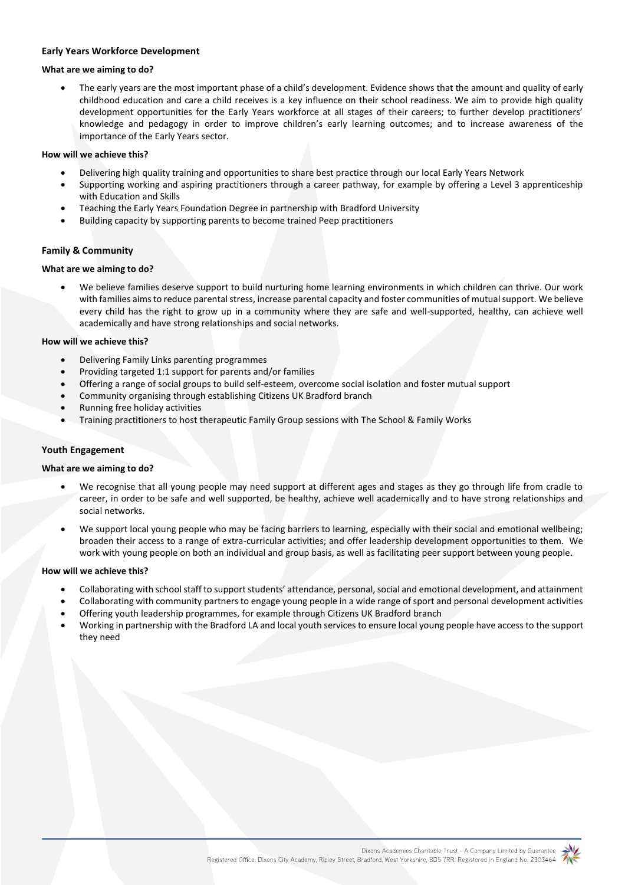### Early Years Workforce Development

**What are we aiming to do?**

- The early years are the most important phase of a child's development. Evidence shows that the amount and quality of early childhood education and care a child receives is a key influence on their school readiness. We aim to provide high quality development opportunities for the Early Years workforce at all stages of their careers; to further develop practitioners' knowledge and pedagogy in order to improve children's early learning outcomes; and to increase awareness of the importance of the Early Years sector.

**How will we achieve this?**

- Delivering high quality training and opportunities to share best practice through our local Early Years Network
- Supporting working and aspiring practitioners through a career pathway, for example by offering a Level 3 apprenticeship with Education and Skills
- Teaching the Early Years Foundation Degree in partnership with Bradford University
- Building capacity by supporting parents to become trained Peep practitioners

### Family & Community

**What are we aiming to do?**

- We believe families deserve support to build nurturing home learning environments in which children can thrive. Our work with families aims to reduce parental stress, increase parental capacity and foster communities of mutual support. We believe every child has the right to grow up in a community where they are safe and well-supported, healthy, can achieve well academically and have strong relationships and social networks.

**How will we achieve this?**

- Delivering Family Links parenting programmes
- Providing targeted 1:1 support for parents and/or families
- Offering a range of social groups to build self-esteem, overcome social isolation and foster mutual support
- Community organising through establishing Citizens UK Bradford branch
- Running free holiday activities
- Training practitioners to host therapeutic Family Group sessions with The School & Family Works

### Youth Engagement

**What are we aiming to do?**

- We recognise that all young people may need support at different ages and stages as they go through life from cradle to career, in order to be safe and well supported, be healthy, achieve well academically and to have strong relationships and social networks.
- We support local young people who may be facing barriers to learning, especially with their social and emotional wellbeing; broaden their access to a range of extra-curricular activities; and offer leadership development opportunities to them. We work with young people on both an individual and group basis, as well as facilitating peer support between young people.

**How will we achieve this?**

- Collaborating with school staff to support students' attendance, personal, social and emotional development, and attainment
- Collaborating with community partners to engage young people in a wide range of sport and personal development activities
- Offering youth leadership programmes, for example through Citizens UK Bradford branch
- Working in partnership with the Bradford LA and local youth services to ensure local young people have access to the support they need